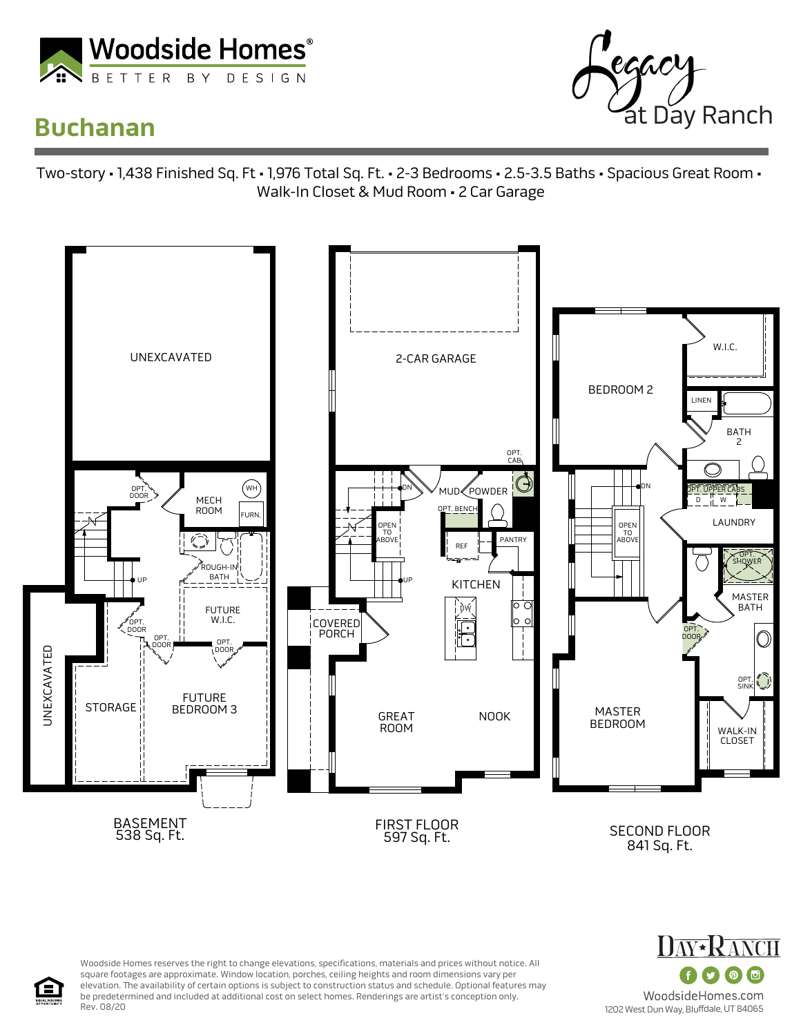Woodside Homes®
BETTER BY DESIGN

Legacy at Day Ranch

# Buchanan

Two-story • 1,438 Finished Sq. Ft • 1,976 Total Sq. Ft. • 2-3 Bedrooms • 2.5-3.5 Baths • Spacious Great Room • Walk-In Closet & Mud Room • 2 Car Garage

UNEXCAVATED
OPT. DOOR
MECH ROOM
WH
FURN.
ROUGH-IN BATH
UP
FUTURE W.I.C.
OPT. DOOR
OPT. DOOR
OPT. DOOR
UNEXCAVATED
STORAGE
FUTURE BEDROOM 3

BASEMENT
538 Sq. Ft.

2-CAR GARAGE
OPT. CAB
DN
MUD
POWDER
OPT. BENCH
OPEN TO ABOVE
REF
PANTRY
UP
KITCHEN
COVERED PORCH
DW
GREAT ROOM
NOOK

FIRST FLOOR
597 Sq. Ft.

BEDROOM 2
W.I.C.
LINEN
BATH 2
DN
OPT. UPPER CABS
D W
LAUNDRY
OPEN TO ABOVE
OPT. SHOWER
MASTER BATH
OPT. DOOR
OPT. SINK
MASTER BEDROOM
WALK-IN CLOSET

SECOND FLOOR
841 Sq. Ft.

Woodside Homes reserves the right to change elevations, specifications, materials and prices without notice. All square footages are approximate. Window location, porches, ceiling heights and room dimensions vary per elevation. The availability of certain options is subject to construction status and schedule. Optional features may be predetermined and included at additional cost on select homes. Renderings are artist's conception only.
Rev. 08/20

DAY★RANCH
WoodsideHomes.com
1202 West Dun Way, Bluffdale, UT 84065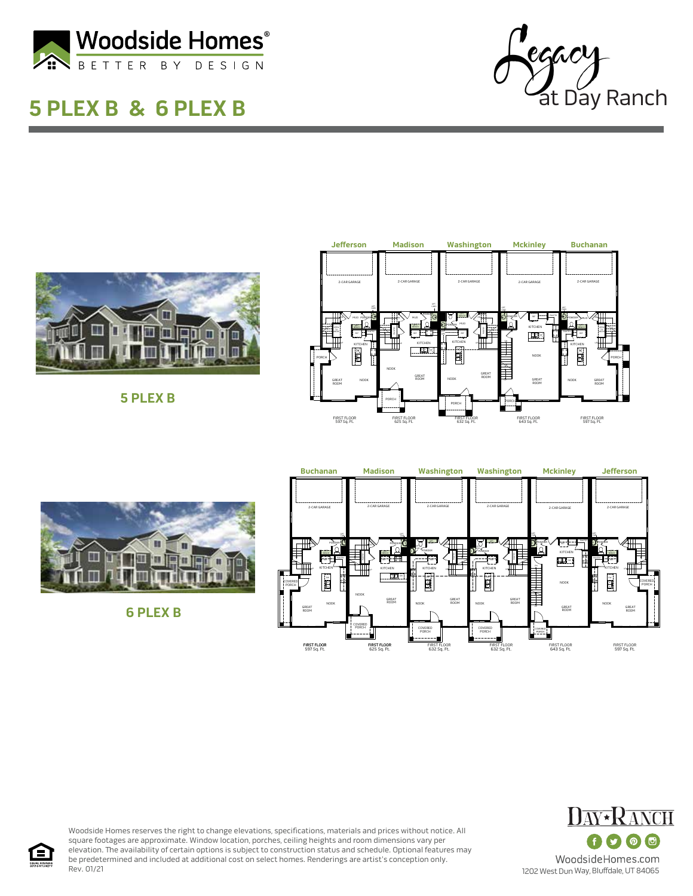# 5 PLEX B & 6 PLEX B

Legacy at Day Ranch

**5 PLEX B**

Jefferson | Madison | Washington | Mckinley | Buchanan

FIRST FLOOR 597 Sq. Ft.
FIRST FLOOR 625 Sq. Ft.
FIRST FLOOR 632 Sq. Ft.
FIRST FLOOR 643 Sq. Ft.
FIRST FLOOR 597 Sq. Ft.

**6 PLEX B**

Buchanan | Madison | Washington | Washington | Mckinley | Jefferson

FIRST FLOOR 597 Sq. Ft.
FIRST FLOOR 625 Sq. Ft.
FIRST FLOOR 632 Sq. Ft.
FIRST FLOOR 632 Sq. Ft.
FIRST FLOOR 643 Sq. Ft.
FIRST FLOOR 597 Sq. Ft.

Woodside Homes reserves the right to change elevations, specifications, materials and prices without notice. All square footages are approximate. Window location, porches, ceiling heights and room dimensions vary per elevation. The availability of certain options is subject to construction status and schedule. Optional features may be predetermined and included at additional cost on select homes. Renderings are artist's conception only.
Rev. 01/21

WoodsideHomes.com
1202 West Dun Way, Bluffdale, UT 84065